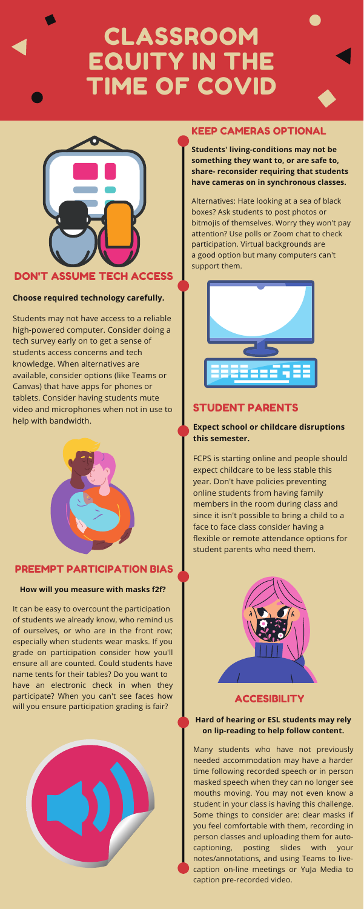# CLASSROOM EQUITY IN THE TIME OF COVID

## DON'T ASSUME TECH ACCESS

**Choose required technology carefully.**

Students may not have access to a reliable high-powered computer. Consider doing a tech survey early on to get a sense of students access concerns and tech knowledge. When alternatives are available, consider options (like Teams or Canvas) that have apps for phones or tablets. Consider having students mute video and microphones when not in use to help with bandwidth.

## PREEMPT PARTICIPATION BIAS

**How will you measure with masks f2f?**

It can be easy to overcount the participation of students we already know, who remind us of ourselves, or who are in the front row; especially when students wear masks. If you grade on participation consider how you'll ensure all are counted. Could students have name tents for their tables? Do you want to have an electronic check in when they participate? When you can't see faces how will you ensure participation grading is fair?

## KEEP CAMERAS OPTIONAL

**Students' living-conditions may not be something they want to, or are safe to, share- reconsider requiring that students have cameras on in synchronous classes.**

Alternatives: Hate looking at a sea of black boxes? Ask students to post photos or bitmojis of themselves. Worry they won't pay attention? Use polls or Zoom chat to check participation. Virtual backgrounds are a good option but many computers can't support them.

## STUDENT PARENTS

**Expect school or childcare disruptions this semester.**

FCPS is starting online and people should expect childcare to be less stable this year. Don't have policies preventing online students from having family members in the room during class and since it isn't possible to bring a child to a face to face class consider having a flexible or remote attendance options for student parents who need them.

## ACCESIBILITY

**Hard of hearing or ESL students may rely on lip-reading to help follow content.**

Many students who have not previously needed accommodation may have a harder time following recorded speech or in person masked speech when they can no longer see mouths moving. You may not even know a student in your class is having this challenge. Some things to consider are: clear masks if you feel comfortable with them, recording in person classes and uploading them for auto-captioning, posting slides with your notes/annotations, and using Teams to live-caption on-line meetings or YuJa Media to caption pre-recorded video.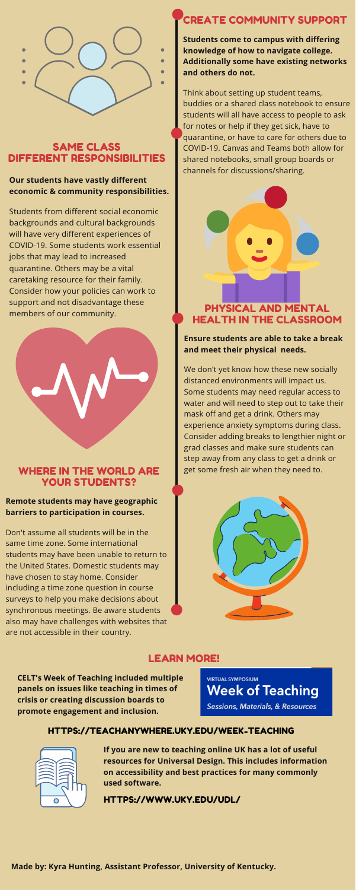## SAME CLASS DIFFERENT RESPONSIBILITIES

**Our students have vastly different economic & community responsibilities.**

Students from different social economic backgrounds and cultural backgrounds will have very different experiences of COVID-19. Some students work essential jobs that may lead to increased quarantine. Others may be a vital caretaking resource for their family. Consider how your policies can work to support and not disadvantage these members of our community.

## CREATE COMMUNITY SUPPORT

**Students come to campus with differing knowledge of how to navigate college. Additionally some have existing networks and others do not.**

Think about setting up student teams, buddies or a shared class notebook to ensure students will all have access to people to ask for notes or help if they get sick, have to quarantine, or have to care for others due to COVID-19. Canvas and Teams both allow for shared notebooks, small group boards or channels for discussions/sharing.

## PHYSICAL AND MENTAL HEALTH IN THE CLASSROOM

**Ensure students are able to take a break and meet their physical needs.**

We don't yet know how these new socially distanced environments will impact us. Some students may need regular access to water and will need to step out to take their mask off and get a drink. Others may experience anxiety symptoms during class. Consider adding breaks to lengthier night or grad classes and make sure students can step away from any class to get a drink or get some fresh air when they need to.

## WHERE IN THE WORLD ARE YOUR STUDENTS?

**Remote students may have geographic barriers to participation in courses.**

Don't assume all students will be in the same time zone. Some international students may have been unable to return to the United States. Domestic students may have chosen to stay home. Consider including a time zone question in course surveys to help you make decisions about synchronous meetings. Be aware students also may have challenges with websites that are not accessible in their country.

## LEARN MORE!

**CELT's Week of Teaching included multiple panels on issues like teaching in times of crisis or creating discussion boards to promote engagement and inclusion.**

VIRTUAL SYMPOSIUM
**Week of Teaching**
*Sessions, Materials, & Resources*

**HTTPS://TEACHANYWHERE.UKY.EDU/WEEK-TEACHING**

**If you are new to teaching online UK has a lot of useful resources for Universal Design. This includes information on accessibility and best practices for many commonly used software.**

**HTTPS://WWW.UKY.EDU/UDL/**

**Made by: Kyra Hunting, Assistant Professor, University of Kentucky.**